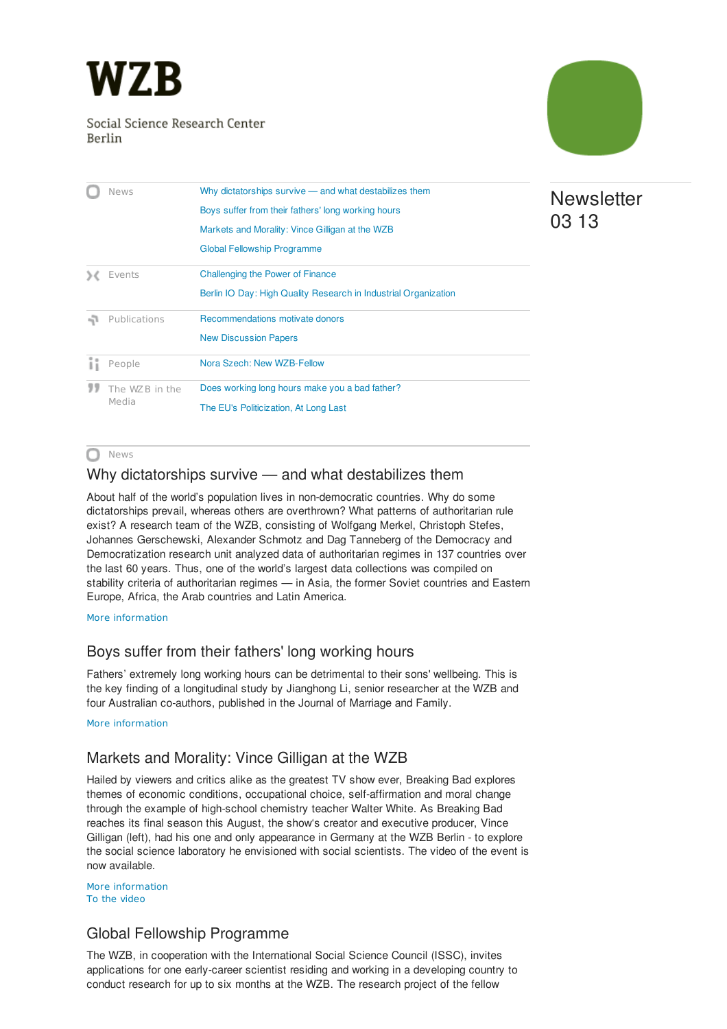# WZB

Social Science Research Center Berlin

Newsletter 03 13

| | |
|---|---|
| News | Why dictatorships survive — and what destabilizes them |
| | Boys suffer from their fathers' long working hours |
| | Markets and Morality: Vince Gilligan at the WZB |
| | Global Fellowship Programme |
| Events | Challenging the Power of Finance |
| | Berlin IO Day: High Quality Research in Industrial Organization |
| Publications | Recommendations motivate donors |
| | New Discussion Papers |
| People | Nora Szech: New WZB-Fellow |
| The WZB in the Media | Does working long hours make you a bad father? |
| | The EU's Politicization, At Long Last |

News

## Why dictatorships survive — and what destabilizes them

About half of the world's population lives in non-democratic countries. Why do some dictatorships prevail, whereas others are overthrown? What patterns of authoritarian rule exist? A research team of the WZB, consisting of Wolfgang Merkel, Christoph Stefes, Johannes Gerschewski, Alexander Schmotz and Dag Tanneberg of the Democracy and Democratization research unit analyzed data of authoritarian regimes in 137 countries over the last 60 years. Thus, one of the world's largest data collections was compiled on stability criteria of authoritarian regimes — in Asia, the former Soviet countries and Eastern Europe, Africa, the Arab countries and Latin America.

More information

## Boys suffer from their fathers' long working hours

Fathers' extremely long working hours can be detrimental to their sons' wellbeing. This is the key finding of a longitudinal study by Jianghong Li, senior researcher at the WZB and four Australian co-authors, published in the Journal of Marriage and Family.

More information

## Markets and Morality: Vince Gilligan at the WZB

Hailed by viewers and critics alike as the greatest TV show ever, Breaking Bad explores themes of economic conditions, occupational choice, self-affirmation and moral change through the example of high-school chemistry teacher Walter White. As Breaking Bad reaches its final season this August, the show's creator and executive producer, Vince Gilligan (left), had his one and only appearance in Germany at the WZB Berlin - to explore the social science laboratory he envisioned with social scientists. The video of the event is now available.

More information
To the video

## Global Fellowship Programme

The WZB, in cooperation with the International Social Science Council (ISSC), invites applications for one early-career scientist residing and working in a developing country to conduct research for up to six months at the WZB. The research project of the fellow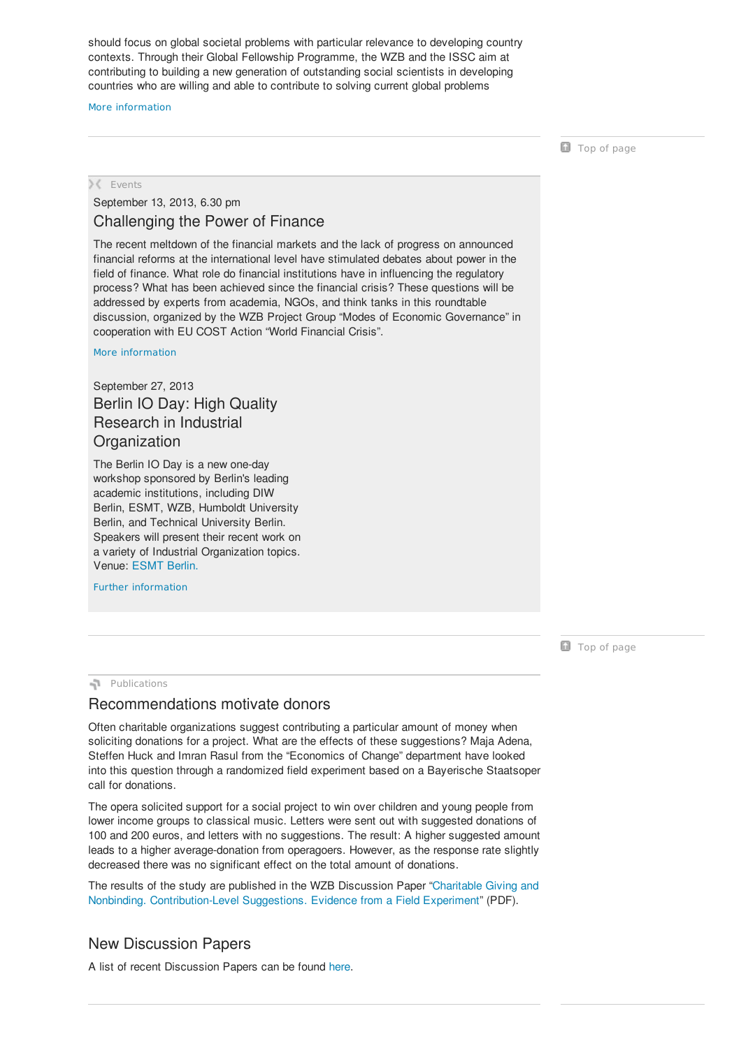should focus on global societal problems with particular relevance to developing country contexts. Through their Global Fellowship Programme, the WZB and the ISSC aim at contributing to building a new generation of outstanding social scientists in developing countries who are willing and able to contribute to solving current global problems

More information

Top of page

Events

September 13, 2013, 6.30 pm

## Challenging the Power of Finance

The recent meltdown of the financial markets and the lack of progress on announced financial reforms at the international level have stimulated debates about power in the field of finance. What role do financial institutions have in influencing the regulatory process? What has been achieved since the financial crisis? These questions will be addressed by experts from academia, NGOs, and think tanks in this roundtable discussion, organized by the WZB Project Group “Modes of Economic Governance” in cooperation with EU COST Action “World Financial Crisis”.

More information

September 27, 2013

## Berlin IO Day: High Quality Research in Industrial Organization

The Berlin IO Day is a new one-day workshop sponsored by Berlin's leading academic institutions, including DIW Berlin, ESMT, WZB, Humboldt University Berlin, and Technical University Berlin. Speakers will present their recent work on a variety of Industrial Organization topics. Venue: ESMT Berlin.

Further information

Top of page

Publications

## Recommendations motivate donors

Often charitable organizations suggest contributing a particular amount of money when soliciting donations for a project. What are the effects of these suggestions? Maja Adena, Steffen Huck and Imran Rasul from the “Economics of Change” department have looked into this question through a randomized field experiment based on a Bayerische Staatsoper call for donations.

The opera solicited support for a social project to win over children and young people from lower income groups to classical music. Letters were sent out with suggested donations of 100 and 200 euros, and letters with no suggestions. The result: A higher suggested amount leads to a higher average-donation from operagoers. However, as the response rate slightly decreased there was no significant effect on the total amount of donations.

The results of the study are published in the WZB Discussion Paper “Charitable Giving and Nonbinding. Contribution-Level Suggestions. Evidence from a Field Experiment” (PDF).

## New Discussion Papers

A list of recent Discussion Papers can be found here.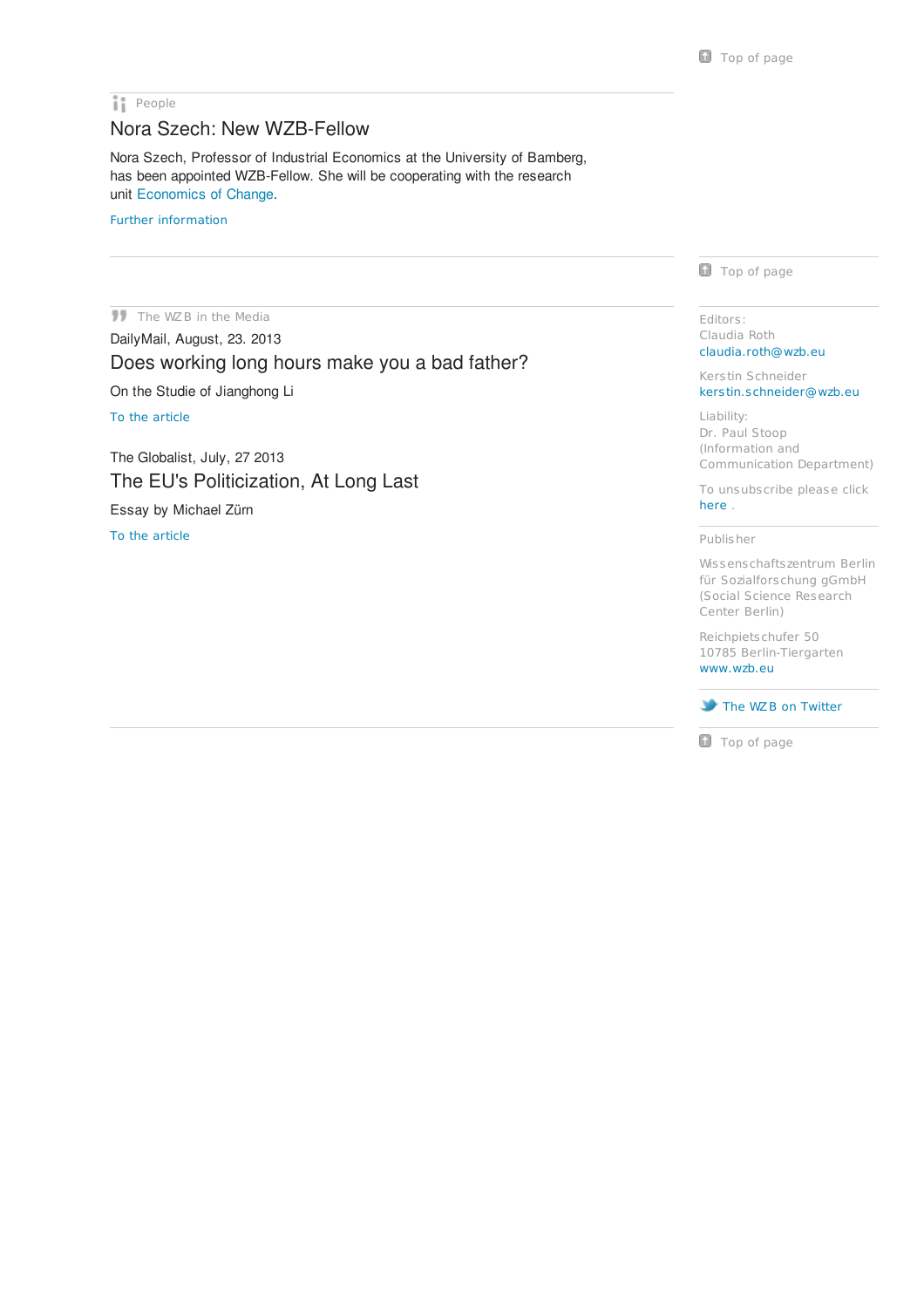People

## Nora Szech: New WZB-Fellow

Nora Szech, Professor of Industrial Economics at the University of Bamberg, has been appointed WZB-Fellow. She will be cooperating with the research unit Economics of Change.

Further information

Top of page

The WZB in the Media

DailyMail, August, 23. 2013

## Does working long hours make you a bad father?

On the Studie of Jianghong Li

To the article

The Globalist, July, 27 2013

## The EU's Politicization, At Long Last

Essay by Michael Zürn

To the article

Editors:
Claudia Roth
claudia.roth@wzb.eu

Kerstin Schneider
kerstin.schneider@wzb.eu

Liability:
Dr. Paul Stoop
(Information and Communication Department)

To unsubscribe please click here .

Publisher

Wissenschaftszentrum Berlin für Sozialforschung gGmbH
(Social Science Research Center Berlin)

Reichpietschufer 50
10785 Berlin-Tiergarten
www.wzb.eu

The WZB on Twitter

Top of page